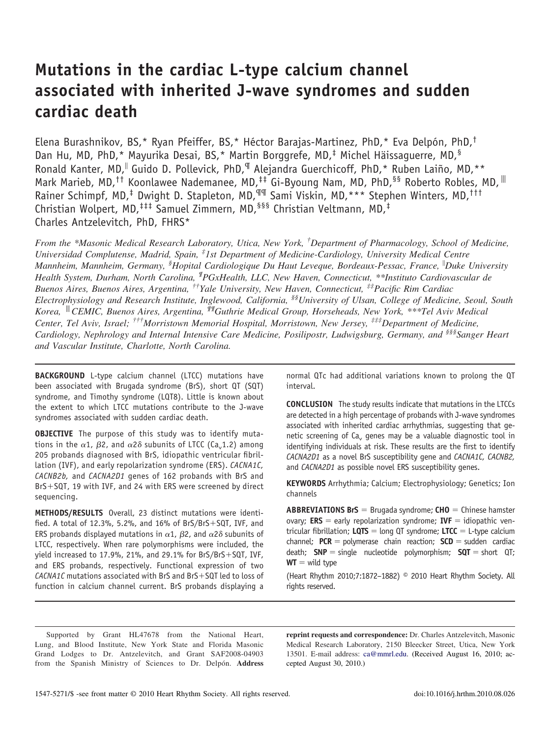# Mutations in the cardiac L-type calcium channel associated with inherited J-wave syndromes and sudden cardiac death

Elena Burashnikov, BS,* Ryan Pfeiffer, BS,* Héctor Barajas-Martinez, PhD,* Eva Delpón, PhD,† Dan Hu, MD, PhD,* Mayurika Desai, BS,* Martin Borggrefe, MD,‡ Michel Häissaguerre, MD,§ Ronald Kanter, MD,‖ Guido D. Pollevick, PhD,¶ Alejandra Guerchicoff, PhD,* Ruben Laiño, MD,** Mark Marieb, MD,†† Koonlawee Nademanee, MD,‡‡ Gi-Byoung Nam, MD, PhD,§§ Roberto Robles, MD,‖‖ Rainer Schimpf, MD,‡ Dwight D. Stapleton, MD,¶¶ Sami Viskin, MD,*** Stephen Winters, MD,††† Christian Wolpert, MD,‡‡‡ Samuel Zimmern, MD,§§§ Christian Veltmann, MD,‡ Charles Antzelevitch, PhD, FHRS*

*From the \*Masonic Medical Research Laboratory, Utica, New York, †Department of Pharmacology, School of Medicine, Universidad Complutense, Madrid, Spain, ‡1st Department of Medicine-Cardiology, University Medical Centre Mannheim, Mannheim, Germany, §Hopital Cardiologique Du Haut Leveque, Bordeaux-Pessac, France, ‖Duke University Health System, Durham, North Carolina, ¶PGxHealth, LLC, New Haven, Connecticut, \*\*Instituto Cardiovascular de Buenos Aires, Buenos Aires, Argentina, ††Yale University, New Haven, Connecticut, ‡‡Pacific Rim Cardiac Electrophysiology and Research Institute, Inglewood, California, §§University of Ulsan, College of Medicine, Seoul, South Korea, ‖‖CEMIC, Buenos Aires, Argentina, ¶¶Guthrie Medical Group, Horseheads, New York, \*\*\*Tel Aviv Medical Center, Tel Aviv, Israel; †††Morristown Memorial Hospital, Morristown, New Jersey, ‡‡‡Department of Medicine, Cardiology, Nephrology and Internal Intensive Care Medicine, Posilipostr, Ludwigsburg, Germany, and §§§Sanger Heart and Vascular Institute, Charlotte, North Carolina.*

**BACKGROUND** L-type calcium channel (LTCC) mutations have been associated with Brugada syndrome (BrS), short QT (SQT) syndrome, and Timothy syndrome (LQT8). Little is known about the extent to which LTCC mutations contribute to the J-wave syndromes associated with sudden cardiac death.

**OBJECTIVE** The purpose of this study was to identify mutations in the $\alpha1$, $\beta2$, and $\alpha2\delta$ subunits of LTCC ($Ca_v1.2$) among 205 probands diagnosed with BrS, idiopathic ventricular fibrillation (IVF), and early repolarization syndrome (ERS). *CACNA1C, CACNB2b,* and *CACNA2D1* genes of 162 probands with BrS and BrS+SQT, 19 with IVF, and 24 with ERS were screened by direct sequencing.

**METHODS/RESULTS** Overall, 23 distinct mutations were identified. A total of 12.3%, 5.2%, and 16% of BrS/BrS+SQT, IVF, and ERS probands displayed mutations in $\alpha1$, $\beta2$, and $\alpha2\delta$ subunits of LTCC, respectively. When rare polymorphisms were included, the yield increased to 17.9%, 21%, and 29.1% for BrS/BrS+SQT, IVF, and ERS probands, respectively. Functional expression of two *CACNA1C* mutations associated with BrS and BrS+SQT led to loss of function in calcium channel current. BrS probands displaying a normal QTc had additional variations known to prolong the QT interval.

**CONCLUSION** The study results indicate that mutations in the LTCCs are detected in a high percentage of probands with J-wave syndromes associated with inherited cardiac arrhythmias, suggesting that genetic screening of $Ca_v$ genes may be a valuable diagnostic tool in identifying individuals at risk. These results are the first to identify *CACNA2D1* as a novel BrS susceptibility gene and *CACNA1C, CACNB2,* and *CACNA2D1* as possible novel ERS susceptibility genes.

**KEYWORDS** Arrhythmia; Calcium; Electrophysiology; Genetics; Ion channels

**ABBREVIATIONS** **BrS** = Brugada syndrome; **CHO** = Chinese hamster ovary; **ERS** = early repolarization syndrome; **IVF** = idiopathic ventricular fibrillation; **LQTS** = long QT syndrome; **LTCC** = L-type calcium channel; **PCR** = polymerase chain reaction; **SCD** = sudden cardiac death; **SNP** = single nucleotide polymorphism; **SQT** = short QT; **WT** = wild type

(Heart Rhythm 2010;7:1872–1882) © 2010 Heart Rhythm Society. All rights reserved.

Supported by Grant HL47678 from the National Heart, Lung, and Blood Institute, New York State and Florida Masonic Grand Lodges to Dr. Antzelevitch, and Grant SAF2008-04903 from the Spanish Ministry of Sciences to Dr. Delpón. **Address reprint requests and correspondence:** Dr. Charles Antzelevitch, Masonic Medical Research Laboratory, 2150 Bleecker Street, Utica, New York 13501. E-mail address: ca@mmrl.edu. (Received August 16, 2010; accepted August 30, 2010.)

1547-5271/$ -see front matter © 2010 Heart Rhythm Society. All rights reserved. doi:10.1016/j.hrthm.2010.08.026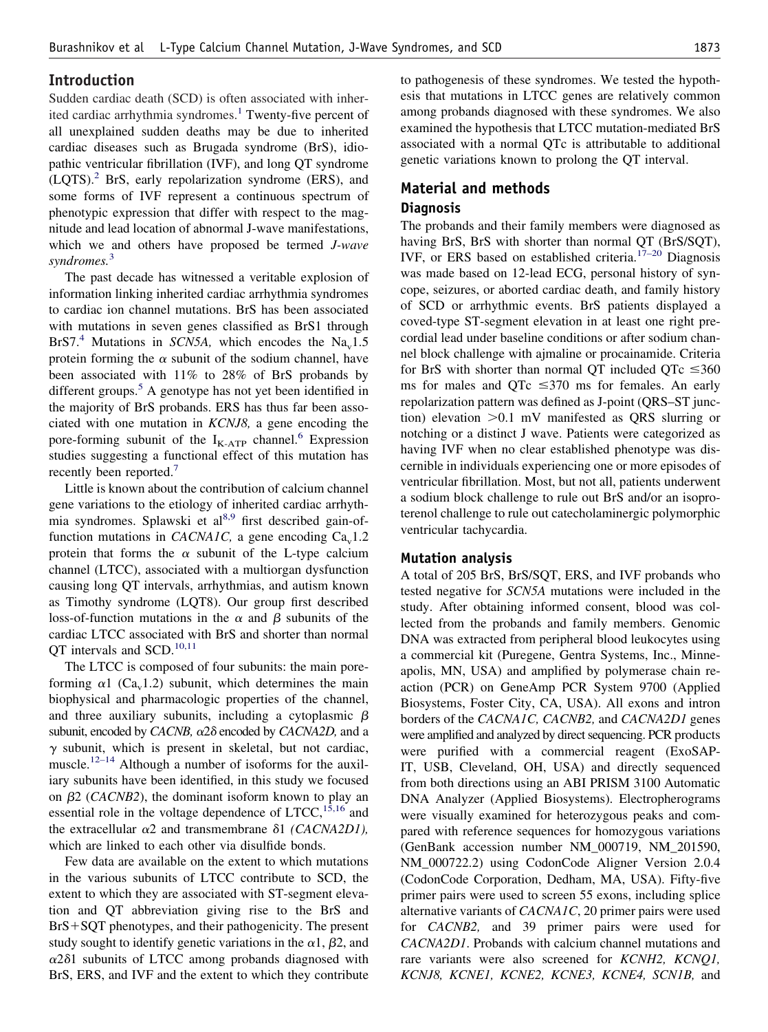## Introduction

Sudden cardiac death (SCD) is often associated with inherited cardiac arrhythmia syndromes.[1] Twenty-five percent of all unexplained sudden deaths may be due to inherited cardiac diseases such as Brugada syndrome (BrS), idiopathic ventricular fibrillation (IVF), and long QT syndrome (LQTS).[2] BrS, early repolarization syndrome (ERS), and some forms of IVF represent a continuous spectrum of phenotypic expression that differ with respect to the magnitude and lead location of abnormal J-wave manifestations, which we and others have proposed be termed *J-wave syndromes*.[3]

The past decade has witnessed a veritable explosion of information linking inherited cardiac arrhythmia syndromes to cardiac ion channel mutations. BrS has been associated with mutations in seven genes classified as BrS1 through BrS7.[4] Mutations in *SCN5A,* which encodes the $Na_v1.5$ protein forming the $\alpha$ subunit of the sodium channel, have been associated with 11% to 28% of BrS probands by different groups.[5] A genotype has not yet been identified in the majority of BrS probands. ERS has thus far been associated with one mutation in *KCNJ8,* a gene encoding the pore-forming subunit of the $I_{K-ATP}$ channel.[6] Expression studies suggesting a functional effect of this mutation has recently been reported.[7]

Little is known about the contribution of calcium channel gene variations to the etiology of inherited cardiac arrhythmia syndromes. Splawski et al[8,9] first described gain-of-function mutations in *CACNA1C,* a gene encoding $Ca_v1.2$ protein that forms the $\alpha$ subunit of the L-type calcium channel (LTCC), associated with a multiorgan dysfunction causing long QT intervals, arrhythmias, and autism known as Timothy syndrome (LQT8). Our group first described loss-of-function mutations in the $\alpha$ and $\beta$ subunits of the cardiac LTCC associated with BrS and shorter than normal QT intervals and SCD.[10,11]

The LTCC is composed of four subunits: the main pore-forming $\alpha1$ ($Ca_v1.2$) subunit, which determines the main biophysical and pharmacologic properties of the channel, and three auxiliary subunits, including a cytoplasmic $\beta$ subunit, encoded by *CACNB,* $\alpha2\delta$ encoded by *CACNA2D,* and a $\gamma$ subunit, which is present in skeletal, but not cardiac, muscle.[12–14] Although a number of isoforms for the auxiliary subunits have been identified, in this study we focused on $\beta2$ (*CACNB2*), the dominant isoform known to play an essential role in the voltage dependence of LTCC,[15,16] and the extracellular $\alpha2$ and transmembrane $\delta1$ *(CACNA2D1),* which are linked to each other via disulfide bonds.

Few data are available on the extent to which mutations in the various subunits of LTCC contribute to SCD, the extent to which they are associated with ST-segment elevation and QT abbreviation giving rise to the BrS and BrS+SQT phenotypes, and their pathogenicity. The present study sought to identify genetic variations in the $\alpha1$, $\beta2$, and $\alpha2\delta1$ subunits of LTCC among probands diagnosed with BrS, ERS, and IVF and the extent to which they contribute to pathogenesis of these syndromes. We tested the hypothesis that mutations in LTCC genes are relatively common among probands diagnosed with these syndromes. We also examined the hypothesis that LTCC mutation-mediated BrS associated with a normal QTc is attributable to additional genetic variations known to prolong the QT interval.

## Material and methods

### Diagnosis

The probands and their family members were diagnosed as having BrS, BrS with shorter than normal QT (BrS/SQT), IVF, or ERS based on established criteria.[17–20] Diagnosis was made based on 12-lead ECG, personal history of syncope, seizures, or aborted cardiac death, and family history of SCD or arrhythmic events. BrS patients displayed a coved-type ST-segment elevation in at least one right precordial lead under baseline conditions or after sodium channel block challenge with ajmaline or procainamide. Criteria for BrS with shorter than normal QT included QTc $\leq$360 ms for males and QTc $\leq$370 ms for females. An early repolarization pattern was defined as J-point (QRS–ST junction) elevation >0.1 mV manifested as QRS slurring or notching or a distinct J wave. Patients were categorized as having IVF when no clear established phenotype was discernible in individuals experiencing one or more episodes of ventricular fibrillation. Most, but not all, patients underwent a sodium block challenge to rule out BrS and/or an isoproterenol challenge to rule out catecholaminergic polymorphic ventricular tachycardia.

### Mutation analysis

A total of 205 BrS, BrS/SQT, ERS, and IVF probands who tested negative for *SCN5A* mutations were included in the study. After obtaining informed consent, blood was collected from the probands and family members. Genomic DNA was extracted from peripheral blood leukocytes using a commercial kit (Puregene, Gentra Systems, Inc., Minneapolis, MN, USA) and amplified by polymerase chain reaction (PCR) on GeneAmp PCR System 9700 (Applied Biosystems, Foster City, CA, USA). All exons and intron borders of the *CACNA1C, CACNB2,* and *CACNA2D1* genes were amplified and analyzed by direct sequencing. PCR products were purified with a commercial reagent (ExoSAP-IT, USB, Cleveland, OH, USA) and directly sequenced from both directions using an ABI PRISM 3100 Automatic DNA Analyzer (Applied Biosystems). Electropherograms were visually examined for heterozygous peaks and compared with reference sequences for homozygous variations (GenBank accession number NM_000719, NM_201590, NM_000722.2) using CodonCode Aligner Version 2.0.4 (CodonCode Corporation, Dedham, MA, USA). Fifty-five primer pairs were used to screen 55 exons, including splice alternative variants of *CACNA1C*, 20 primer pairs were used for *CACNB2,* and 39 primer pairs were used for *CACNA2D1*. Probands with calcium channel mutations and rare variants were also screened for *KCNH2, KCNQ1, KCNJ8, KCNE1, KCNE2, KCNE3, KCNE4, SCN1B,* and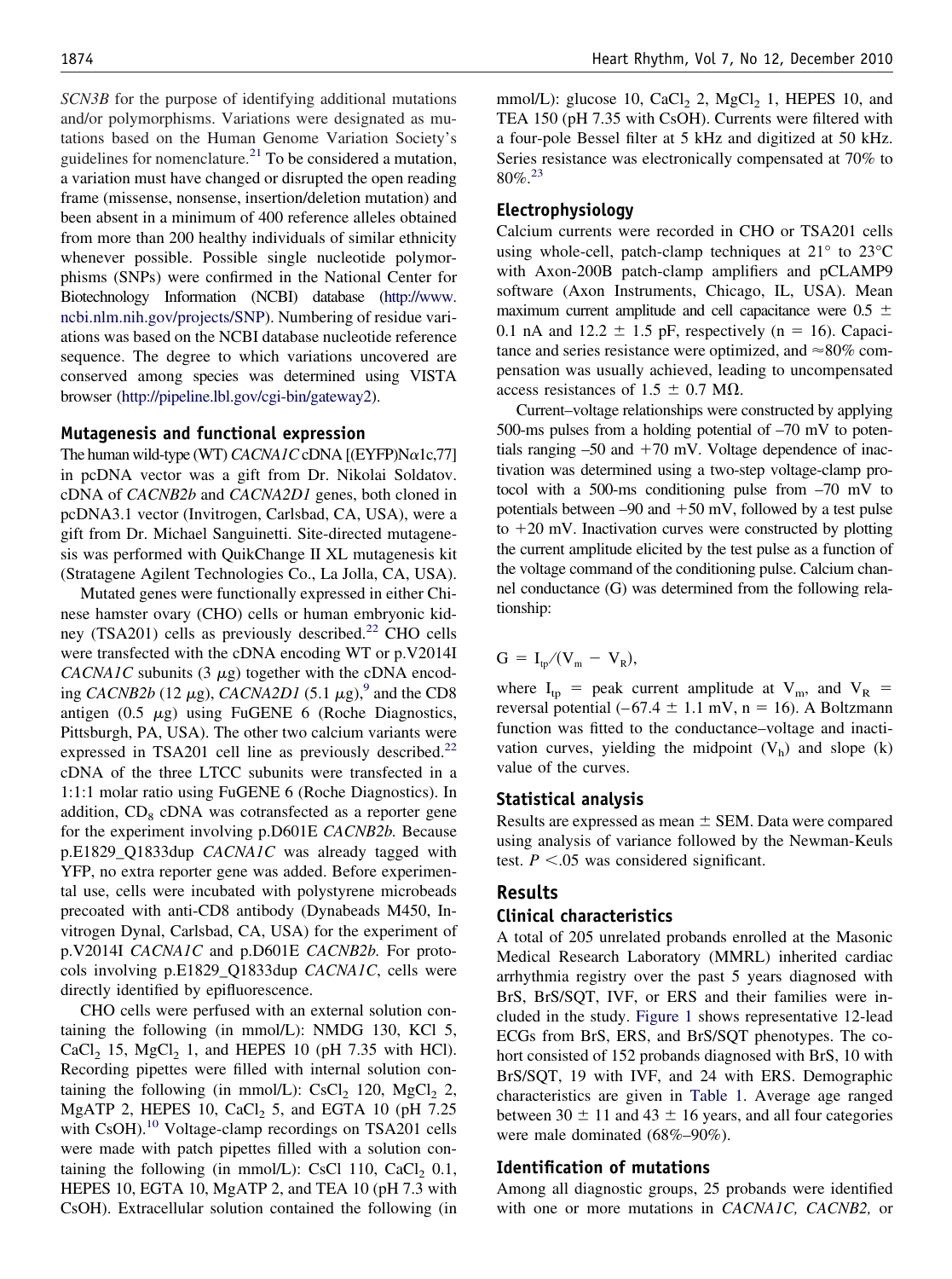*SCN3B* for the purpose of identifying additional mutations and/or polymorphisms. Variations were designated as mutations based on the Human Genome Variation Society's guidelines for nomenclature.[21] To be considered a mutation, a variation must have changed or disrupted the open reading frame (missense, nonsense, insertion/deletion mutation) and been absent in a minimum of 400 reference alleles obtained from more than 200 healthy individuals of similar ethnicity whenever possible. Possible single nucleotide polymorphisms (SNPs) were confirmed in the National Center for Biotechnology Information (NCBI) database (http://www.ncbi.nlm.nih.gov/projects/SNP). Numbering of residue variations was based on the NCBI database nucleotide reference sequence. The degree to which variations uncovered are conserved among species was determined using VISTA browser (http://pipeline.lbl.gov/cgi-bin/gateway2).

### Mutagenesis and functional expression

The human wild-type (WT) *CACNA1C* cDNA [(EYFP)Nα1c,77] in pcDNA vector was a gift from Dr. Nikolai Soldatov. cDNA of *CACNB2b* and *CACNA2D1* genes, both cloned in pcDNA3.1 vector (Invitrogen, Carlsbad, CA, USA), were a gift from Dr. Michael Sanguinetti. Site-directed mutagenesis was performed with QuikChange II XL mutagenesis kit (Stratagene Agilent Technologies Co., La Jolla, CA, USA).

Mutated genes were functionally expressed in either Chinese hamster ovary (CHO) cells or human embryonic kidney (TSA201) cells as previously described.[22] CHO cells were transfected with the cDNA encoding WT or p.V2014I *CACNA1C* subunits (3 μg) together with the cDNA encoding *CACNB2b* (12 μg), *CACNA2D1* (5.1 μg),[9] and the CD8 antigen (0.5 μg) using FuGENE 6 (Roche Diagnostics, Pittsburgh, PA, USA). The other two calcium variants were expressed in TSA201 cell line as previously described.[22] cDNA of the three LTCC subunits were transfected in a 1:1:1 molar ratio using FuGENE 6 (Roche Diagnostics). In addition, $CD_8$ cDNA was cotransfected as a reporter gene for the experiment involving p.D601E *CACNB2b.* Because p.E1829_Q1833dup *CACNA1C* was already tagged with YFP, no extra reporter gene was added. Before experimental use, cells were incubated with polystyrene microbeads precoated with anti-CD8 antibody (Dynabeads M450, Invitrogen Dynal, Carlsbad, CA, USA) for the experiment of p.V2014I *CACNA1C* and p.D601E *CACNB2b.* For protocols involving p.E1829_Q1833dup *CACNA1C*, cells were directly identified by epifluorescence.

CHO cells were perfused with an external solution containing the following (in mmol/L): NMDG 130, KCl 5, $CaCl_2$ 15, $MgCl_2$ 1, and HEPES 10 (pH 7.35 with HCl). Recording pipettes were filled with internal solution containing the following (in mmol/L): $CsCl_2$ 120, $MgCl_2$ 2, MgATP 2, HEPES 10, $CaCl_2$ 5, and EGTA 10 (pH 7.25 with CsOH).[10] Voltage-clamp recordings on TSA201 cells were made with patch pipettes filled with a solution containing the following (in mmol/L): CsCl 110, $CaCl_2$ 0.1, HEPES 10, EGTA 10, MgATP 2, and TEA 10 (pH 7.3 with CsOH). Extracellular solution contained the following (in mmol/L): glucose 10, $CaCl_2$ 2, $MgCl_2$ 1, HEPES 10, and TEA 150 (pH 7.35 with CsOH). Currents were filtered with a four-pole Bessel filter at 5 kHz and digitized at 50 kHz. Series resistance was electronically compensated at 70% to 80%.[23]

### Electrophysiology

Calcium currents were recorded in CHO or TSA201 cells using whole-cell, patch-clamp techniques at 21° to 23°C with Axon-200B patch-clamp amplifiers and pCLAMP9 software (Axon Instruments, Chicago, IL, USA). Mean maximum current amplitude and cell capacitance were 0.5 ± 0.1 nA and 12.2 ± 1.5 pF, respectively (n = 16). Capacitance and series resistance were optimized, and ≈80% compensation was usually achieved, leading to uncompensated access resistances of 1.5 ± 0.7 MΩ.

Current–voltage relationships were constructed by applying 500-ms pulses from a holding potential of –70 mV to potentials ranging –50 and +70 mV. Voltage dependence of inactivation was determined using a two-step voltage-clamp protocol with a 500-ms conditioning pulse from –70 mV to potentials between –90 and +50 mV, followed by a test pulse to +20 mV. Inactivation curves were constructed by plotting the current amplitude elicited by the test pulse as a function of the voltage command of the conditioning pulse. Calcium channel conductance (G) was determined from the following relationship:

$$G = I_{tp}/(V_m - V_R),$$

where $I_{tp}$ = peak current amplitude at $V_m$, and $V_R$ = reversal potential (–67.4 ± 1.1 mV, n = 16). A Boltzmann function was fitted to the conductance–voltage and inactivation curves, yielding the midpoint ($V_h$) and slope (k) value of the curves.

### Statistical analysis

Results are expressed as mean ± SEM. Data were compared using analysis of variance followed by the Newman-Keuls test. $P < .05$ was considered significant.

## Results

### Clinical characteristics

A total of 205 unrelated probands enrolled at the Masonic Medical Research Laboratory (MMRL) inherited cardiac arrhythmia registry over the past 5 years diagnosed with BrS, BrS/SQT, IVF, or ERS and their families were included in the study. Figure 1 shows representative 12-lead ECGs from BrS, ERS, and BrS/SQT phenotypes. The cohort consisted of 152 probands diagnosed with BrS, 10 with BrS/SQT, 19 with IVF, and 24 with ERS. Demographic characteristics are given in Table 1. Average age ranged between 30 ± 11 and 43 ± 16 years, and all four categories were male dominated (68%–90%).

### Identification of mutations

Among all diagnostic groups, 25 probands were identified with one or more mutations in *CACNA1C, CACNB2,* or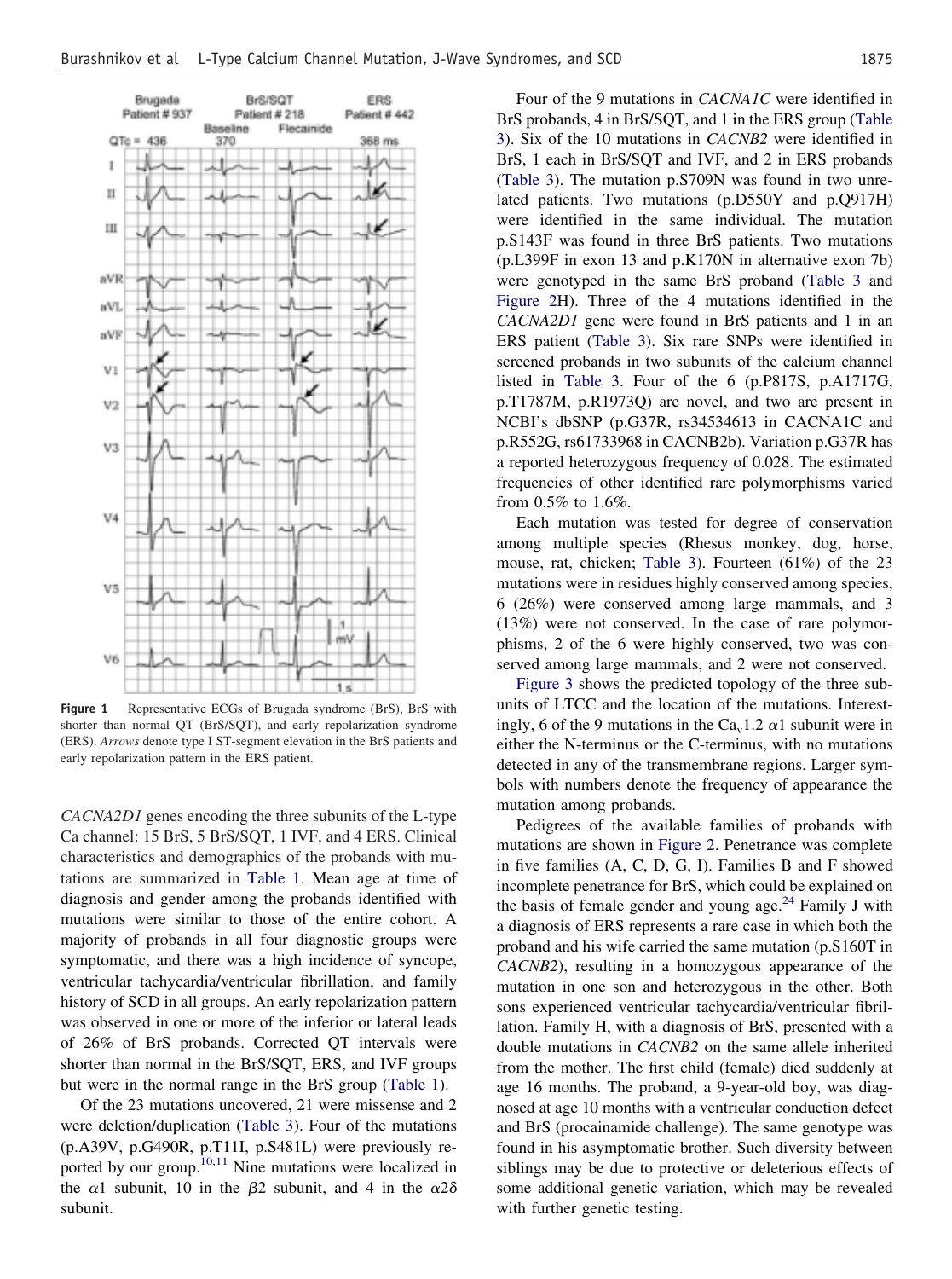Figure 1 Representative ECGs of Brugada syndrome (BrS), BrS with shorter than normal QT (BrS/SQT), and early repolarization syndrome (ERS). *Arrows* denote type I ST-segment elevation in the BrS patients and early repolarization pattern in the ERS patient.

*CACNA2D1* genes encoding the three subunits of the L-type Ca channel: 15 BrS, 5 BrS/SQT, 1 IVF, and 4 ERS. Clinical characteristics and demographics of the probands with mutations are summarized in Table 1. Mean age at time of diagnosis and gender among the probands identified with mutations were similar to those of the entire cohort. A majority of probands in all four diagnostic groups were symptomatic, and there was a high incidence of syncope, ventricular tachycardia/ventricular fibrillation, and family history of SCD in all groups. An early repolarization pattern was observed in one or more of the inferior or lateral leads of 26% of BrS probands. Corrected QT intervals were shorter than normal in the BrS/SQT, ERS, and IVF groups but were in the normal range in the BrS group (Table 1).

Of the 23 mutations uncovered, 21 were missense and 2 were deletion/duplication (Table 3). Four of the mutations (p.A39V, p.G490R, p.T11I, p.S481L) were previously reported by our group.[10,11] Nine mutations were localized in the $\alpha1$ subunit, 10 in the $\beta2$ subunit, and 4 in the $\alpha2\delta$ subunit.

Four of the 9 mutations in *CACNA1C* were identified in BrS probands, 4 in BrS/SQT, and 1 in the ERS group (Table 3). Six of the 10 mutations in *CACNB2* were identified in BrS, 1 each in BrS/SQT and IVF, and 2 in ERS probands (Table 3). The mutation p.S709N was found in two unrelated patients. Two mutations (p.D550Y and p.Q917H) were identified in the same individual. The mutation p.S143F was found in three BrS patients. Two mutations (p.L399F in exon 13 and p.K170N in alternative exon 7b) were genotyped in the same BrS proband (Table 3 and Figure 2H). Three of the 4 mutations identified in the *CACNA2D1* gene were found in BrS patients and 1 in an ERS patient (Table 3). Six rare SNPs were identified in screened probands in two subunits of the calcium channel listed in Table 3. Four of the 6 (p.P817S, p.A1717G, p.T1787M, p.R1973Q) are novel, and two are present in NCBI's dbSNP (p.G37R, rs34534613 in CACNA1C and p.R552G, rs61733968 in CACNB2b). Variation p.G37R has a reported heterozygous frequency of 0.028. The estimated frequencies of other identified rare polymorphisms varied from 0.5% to 1.6%.

Each mutation was tested for degree of conservation among multiple species (Rhesus monkey, dog, horse, mouse, rat, chicken; Table 3). Fourteen (61%) of the 23 mutations were in residues highly conserved among species, 6 (26%) were conserved among large mammals, and 3 (13%) were not conserved. In the case of rare polymorphisms, 2 of the 6 were highly conserved, two was conserved among large mammals, and 2 were not conserved.

Figure 3 shows the predicted topology of the three subunits of LTCC and the location of the mutations. Interestingly, 6 of the 9 mutations in the $Ca_v1.2$ $\alpha1$ subunit were in either the N-terminus or the C-terminus, with no mutations detected in any of the transmembrane regions. Larger symbols with numbers denote the frequency of appearance the mutation among probands.

Pedigrees of the available families of probands with mutations are shown in Figure 2. Penetrance was complete in five families (A, C, D, G, I). Families B and F showed incomplete penetrance for BrS, which could be explained on the basis of female gender and young age.[24] Family J with a diagnosis of ERS represents a rare case in which both the proband and his wife carried the same mutation (p.S160T in *CACNB2*), resulting in a homozygous appearance of the mutation in one son and heterozygous in the other. Both sons experienced ventricular tachycardia/ventricular fibrillation. Family H, with a diagnosis of BrS, presented with a double mutations in *CACNB2* on the same allele inherited from the mother. The first child (female) died suddenly at age 16 months. The proband, a 9-year-old boy, was diagnosed at age 10 months with a ventricular conduction defect and BrS (procainamide challenge). The same genotype was found in his asymptomatic brother. Such diversity between siblings may be due to protective or deleterious effects of some additional genetic variation, which may be revealed with further genetic testing.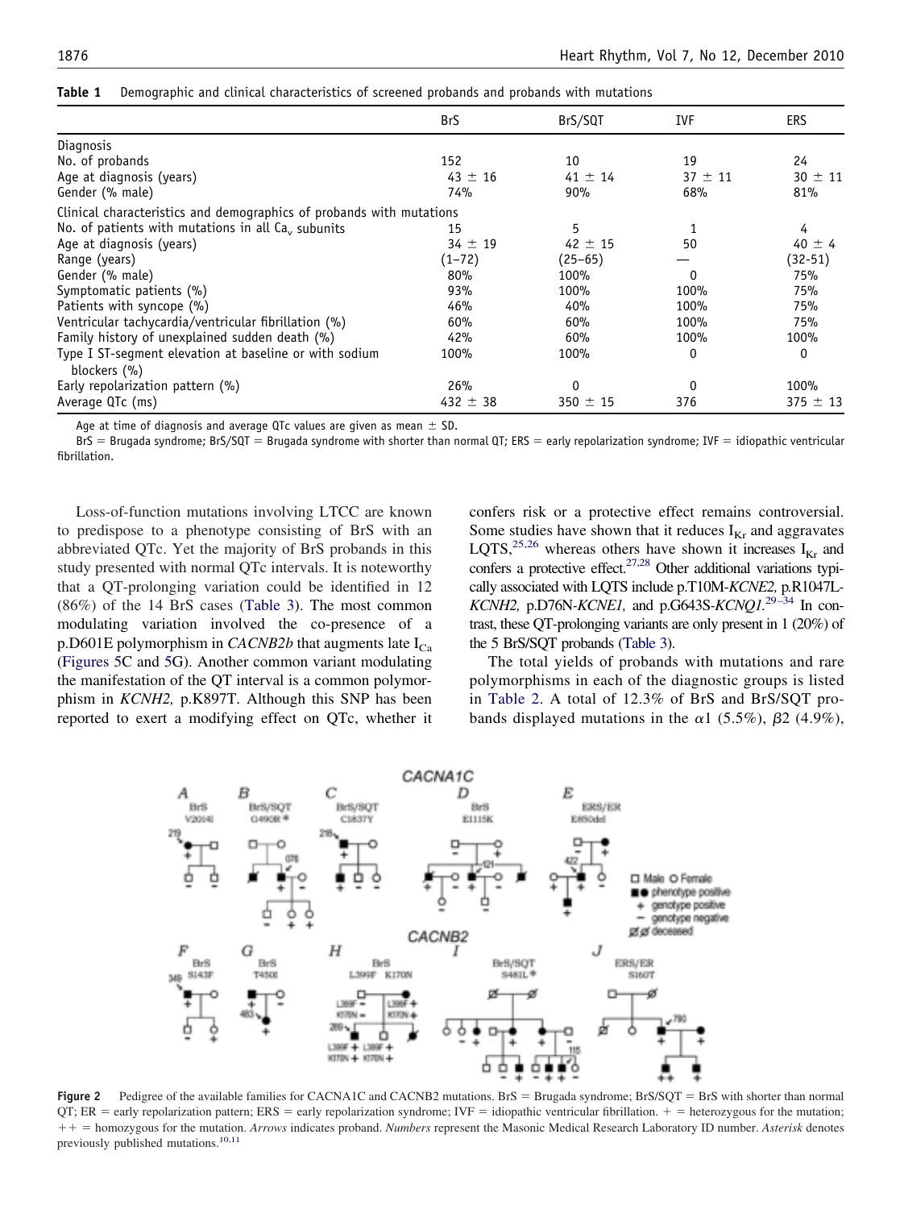**Table 1** Demographic and clinical characteristics of screened probands and probands with mutations

| | BrS | BrS/SQT | IVF | ERS |
|---|---|---|---|---|
| Diagnosis | | | | |
| No. of probands | 152 | 10 | 19 | 24 |
| Age at diagnosis (years) | 43 ± 16 | 41 ± 14 | 37 ± 11 | 30 ± 11 |
| Gender (% male) | 74% | 90% | 68% | 81% |
| Clinical characteristics and demographics of probands with mutations | | | | |
| No. of patients with mutations in all $Ca_v$ subunits | 15 | 5 | 1 | 4 |
| Age at diagnosis (years) | 34 ± 19 | 42 ± 15 | 50 | 40 ± 4 |
| Range (years) | (1–72) | (25–65) | — | (32-51) |
| Gender (% male) | 80% | 100% | 0 | 75% |
| Symptomatic patients (%) | 93% | 100% | 100% | 75% |
| Patients with syncope (%) | 46% | 40% | 100% | 75% |
| Ventricular tachycardia/ventricular fibrillation (%) | 60% | 60% | 100% | 75% |
| Family history of unexplained sudden death (%) | 42% | 60% | 100% | 100% |
| Type I ST-segment elevation at baseline or with sodium blockers (%) | 100% | 100% | 0 | 0 |
| Early repolarization pattern (%) | 26% | 0 | 0 | 100% |
| Average QTc (ms) | 432 ± 38 | 350 ± 15 | 376 | 375 ± 13 |

Age at time of diagnosis and average QTc values are given as mean ± SD.

BrS = Brugada syndrome; BrS/SQT = Brugada syndrome with shorter than normal QT; ERS = early repolarization syndrome; IVF = idiopathic ventricular fibrillation.

Loss-of-function mutations involving LTCC are known to predispose to a phenotype consisting of BrS with an abbreviated QTc. Yet the majority of BrS probands in this study presented with normal QTc intervals. It is noteworthy that a QT-prolonging variation could be identified in 12 (86%) of the 14 BrS cases (Table 3). The most common modulating variation involved the co-presence of a p.D601E polymorphism in *CACNB2b* that augments late $I_{Ca}$ (Figures 5C and 5G). Another common variant modulating the manifestation of the QT interval is a common polymorphism in *KCNH2,* p.K897T. Although this SNP has been reported to exert a modifying effect on QTc, whether it confers risk or a protective effect remains controversial. Some studies have shown that it reduces $I_{Kr}$ and aggravates LQTS,[25,26] whereas others have shown it increases $I_{Kr}$ and confers a protective effect.[27,28] Other additional variations typically associated with LQTS include p.T10M-*KCNE2,* p.R1047L-*KCNH2,* p.D76N-*KCNE1,* and p.G643S-*KCNQ1.*[29–34] In contrast, these QT-prolonging variants are only present in 1 (20%) of the 5 BrS/SQT probands (Table 3).

The total yields of probands with mutations and rare polymorphisms in each of the diagnostic groups is listed in Table 2. A total of 12.3% of BrS and BrS/SQT probands displayed mutations in the α1 (5.5%), β2 (4.9%),

**Figure 2** Pedigree of the available families for CACNA1C and CACNB2 mutations. BrS = Brugada syndrome; BrS/SQT = BrS with shorter than normal QT; ER = early repolarization pattern; ERS = early repolarization syndrome; IVF = idiopathic ventricular fibrillation. + = heterozygous for the mutation; ++ = homozygous for the mutation. *Arrows* indicates proband. *Numbers* represent the Masonic Medical Research Laboratory ID number. *Asterisk* denotes previously published mutations.[10,11]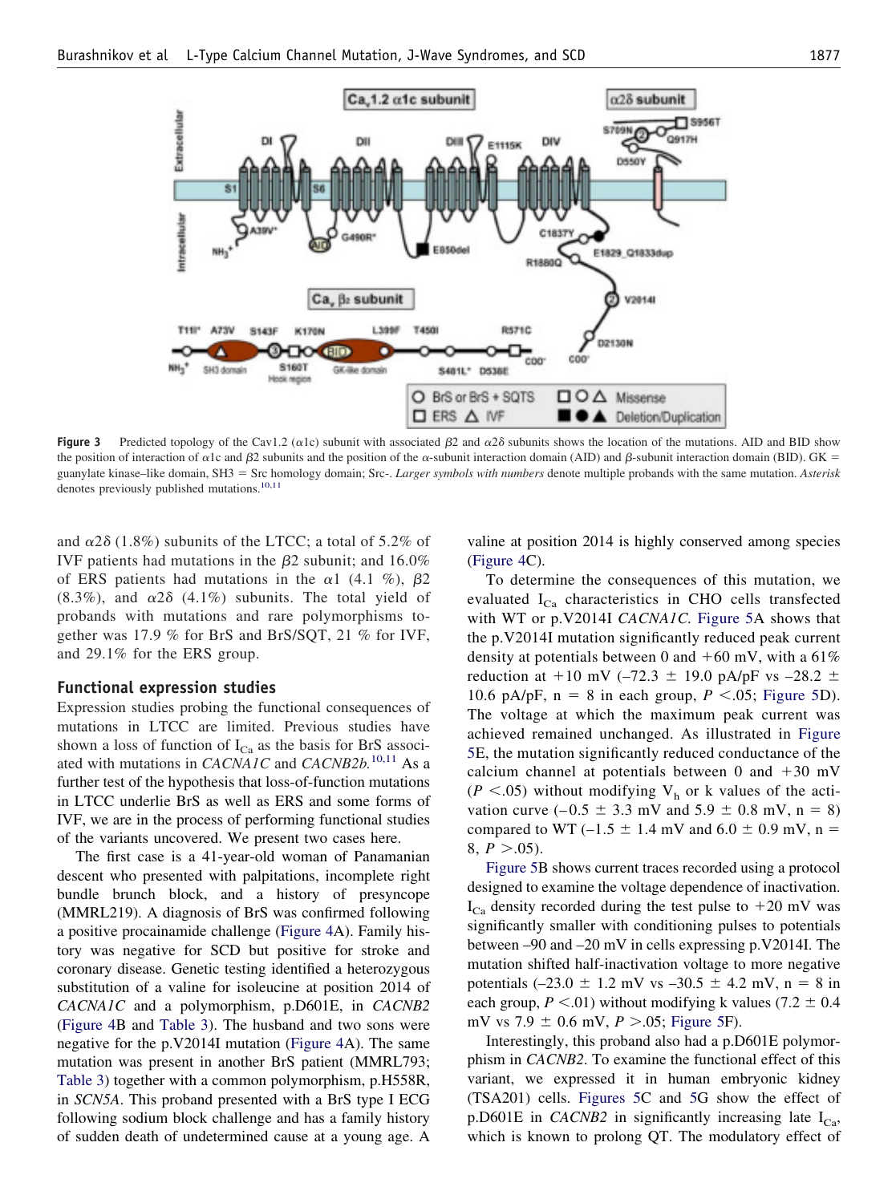Figure 3 Predicted topology of the Cav1.2 (α1c) subunit with associated β2 and α2δ subunits shows the location of the mutations. AID and BID show the position of interaction of α1c and β2 subunits and the position of the α-subunit interaction domain (AID) and β-subunit interaction domain (BID). GK = guanylate kinase–like domain, SH3 = Src homology domain; Src-. *Larger symbols with numbers* denote multiple probands with the same mutation. *Asterisk* denotes previously published mutations.[10,11]

and α2δ (1.8%) subunits of the LTCC; a total of 5.2% of IVF patients had mutations in the β2 subunit; and 16.0% of ERS patients had mutations in the α1 (4.1 %), β2 (8.3%), and α2δ (4.1%) subunits. The total yield of probands with mutations and rare polymorphisms together was 17.9 % for BrS and BrS/SQT, 21 % for IVF, and 29.1% for the ERS group.

## Functional expression studies

Expression studies probing the functional consequences of mutations in LTCC are limited. Previous studies have shown a loss of function of $I_{Ca}$ as the basis for BrS associated with mutations in *CACNA1C* and *CACNB2b*.[10,11] As a further test of the hypothesis that loss-of-function mutations in LTCC underlie BrS as well as ERS and some forms of IVF, we are in the process of performing functional studies of the variants uncovered. We present two cases here.

The first case is a 41-year-old woman of Panamanian descent who presented with palpitations, incomplete right bundle brunch block, and a history of presyncope (MMRL219). A diagnosis of BrS was confirmed following a positive procainamide challenge (Figure 4A). Family history was negative for SCD but positive for stroke and coronary disease. Genetic testing identified a heterozygous substitution of a valine for isoleucine at position 2014 of *CACNA1C* and a polymorphism, p.D601E, in *CACNB2* (Figure 4B and Table 3). The husband and two sons were negative for the p.V2014I mutation (Figure 4A). The same mutation was present in another BrS patient (MMRL793; Table 3) together with a common polymorphism, p.H558R, in *SCN5A*. This proband presented with a BrS type I ECG following sodium block challenge and has a family history of sudden death of undetermined cause at a young age. A valine at position 2014 is highly conserved among species (Figure 4C).

To determine the consequences of this mutation, we evaluated $I_{Ca}$ characteristics in CHO cells transfected with WT or p.V2014I *CACNA1C*. Figure 5A shows that the p.V2014I mutation significantly reduced peak current density at potentials between 0 and +60 mV, with a 61% reduction at +10 mV (–72.3 ± 19.0 pA/pF vs –28.2 ± 10.6 pA/pF, n = 8 in each group, $P < .05$; Figure 5D). The voltage at which the maximum peak current was achieved remained unchanged. As illustrated in Figure 5E, the mutation significantly reduced conductance of the calcium channel at potentials between 0 and +30 mV ($P < .05$) without modifying $V_h$ or k values of the activation curve (–0.5 ± 3.3 mV and 5.9 ± 0.8 mV, n = 8) compared to WT (–1.5 ± 1.4 mV and 6.0 ± 0.9 mV, n = 8, $P > .05$).

Figure 5B shows current traces recorded using a protocol designed to examine the voltage dependence of inactivation. $I_{Ca}$ density recorded during the test pulse to +20 mV was significantly smaller with conditioning pulses to potentials between –90 and –20 mV in cells expressing p.V2014I. The mutation shifted half-inactivation voltage to more negative potentials (–23.0 ± 1.2 mV vs –30.5 ± 4.2 mV, n = 8 in each group, $P < .01$) without modifying k values (7.2 ± 0.4 mV vs 7.9 ± 0.6 mV, $P > .05$; Figure 5F).

Interestingly, this proband also had a p.D601E polymorphism in *CACNB2*. To examine the functional effect of this variant, we expressed it in human embryonic kidney (TSA201) cells. Figures 5C and 5G show the effect of p.D601E in *CACNB2* in significantly increasing late $I_{Ca}$, which is known to prolong QT. The modulatory effect of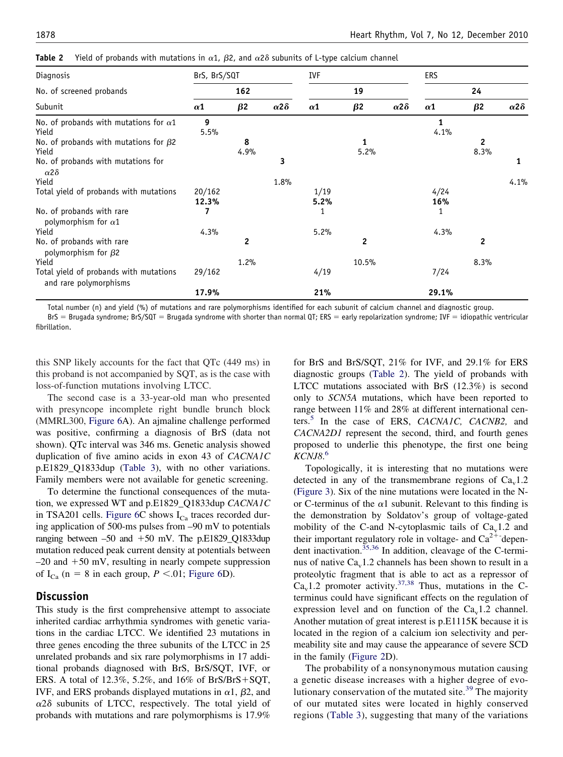**Table 2** Yield of probands with mutations in α1, β2, and α2δ subunits of L-type calcium channel

| Diagnosis | BrS, BrS/SQT | | | IVF | | | ERS | | |
|---|---|---|---|---|---|---|---|---|---|
| No. of screened probands | 162 | | | 19 | | | 24 | | |
| Subunit | α1 | β2 | α2δ | α1 | β2 | α2δ | α1 | β2 | α2δ |
| No. of probands with mutations for α1 | 9 | | | | | | 1 | | |
| Yield | 5.5% | | | | | | 4.1% | | |
| No. of probands with mutations for β2 | | 8 | | | 1 | | | 2 | |
| Yield | | 4.9% | | | 5.2% | | | 8.3% | |
| No. of probands with mutations for α2δ | | | 3 | | | | | | 1 |
| Yield | | | 1.8% | | | | | | 4.1% |
| Total yield of probands with mutations | 20/162 12.3% | | | 1/19 5.2% | | | 4/24 16% | | |
| No. of probands with rare polymorphism for α1 | 7 | | | 1 | | | 1 | | |
| Yield | 4.3% | | | 5.2% | | | 4.3% | | |
| No. of probands with rare polymorphism for β2 | | 2 | | | 2 | | | 2 | |
| Yield | | 1.2% | | | 10.5% | | | 8.3% | |
| Total yield of probands with mutations and rare polymorphisms | 29/162 17.9% | | | 4/19 21% | | | 7/24 29.1% | | |

Total number (n) and yield (%) of mutations and rare polymorphisms identified for each subunit of calcium channel and diagnostic group.
BrS = Brugada syndrome; BrS/SQT = Brugada syndrome with shorter than normal QT; ERS = early repolarization syndrome; IVF = idiopathic ventricular fibrillation.

this SNP likely accounts for the fact that QTc (449 ms) in this proband is not accompanied by SQT, as is the case with loss-of-function mutations involving LTCC.

The second case is a 33-year-old man who presented with presyncope incomplete right bundle brunch block (MMRL300, Figure 6A). An ajmaline challenge performed was positive, confirming a diagnosis of BrS (data not shown). QTc interval was 346 ms. Genetic analysis showed duplication of five amino acids in exon 43 of *CACNA1C* p.E1829_Q1833dup (Table 3), with no other variations. Family members were not available for genetic screening.

To determine the functional consequences of the mutation, we expressed WT and p.E1829_Q1833dup *CACNA1C* in TSA201 cells. Figure 6C shows $I_{Ca}$ traces recorded during application of 500-ms pulses from –90 mV to potentials ranging between –50 and +50 mV. The p.E1829_Q1833dup mutation reduced peak current density at potentials between –20 and +50 mV, resulting in nearly compete suppression of $I_{Ca}$ (n = 8 in each group, $P < .01$; Figure 6D).

## Discussion

This study is the first comprehensive attempt to associate inherited cardiac arrhythmia syndromes with genetic variations in the cardiac LTCC. We identified 23 mutations in three genes encoding the three subunits of the LTCC in 25 unrelated probands and six rare polymorphisms in 17 additional probands diagnosed with BrS, BrS/SQT, IVF, or ERS. A total of 12.3%, 5.2%, and 16% of BrS/BrS+SQT, IVF, and ERS probands displayed mutations in α1, β2, and α2δ subunits of LTCC, respectively. The total yield of probands with mutations and rare polymorphisms is 17.9% for BrS and BrS/SQT, 21% for IVF, and 29.1% for ERS diagnostic groups (Table 2). The yield of probands with LTCC mutations associated with BrS (12.3%) is second only to *SCN5A* mutations, which have been reported to range between 11% and 28% at different international centers.[5] In the case of ERS, *CACNA1C, CACNB2,* and *CACNA2D1* represent the second, third, and fourth genes proposed to underlie this phenotype, the first one being *KCNJ8*.[6]

Topologically, it is interesting that no mutations were detected in any of the transmembrane regions of $Ca_v1.2$ (Figure 3). Six of the nine mutations were located in the N- or C-terminus of the α1 subunit. Relevant to this finding is the demonstration by Soldatov's group of voltage-gated mobility of the C-and N-cytoplasmic tails of $Ca_v1.2$ and their important regulatory role in voltage- and $Ca^{2+}$-dependent inactivation.[35,36] In addition, cleavage of the C-terminus of native $Ca_v1.2$ channels has been shown to result in a proteolytic fragment that is able to act as a repressor of $Ca_v1.2$ promoter activity.[37,38] Thus, mutations in the C-terminus could have significant effects on the regulation of expression level and on function of the $Ca_v1.2$ channel. Another mutation of great interest is p.E1115K because it is located in the region of a calcium ion selectivity and permeability site and may cause the appearance of severe SCD in the family (Figure 2D).

The probability of a nonsynonymous mutation causing a genetic disease increases with a higher degree of evolutionary conservation of the mutated site.[39] The majority of our mutated sites were located in highly conserved regions (Table 3), suggesting that many of the variations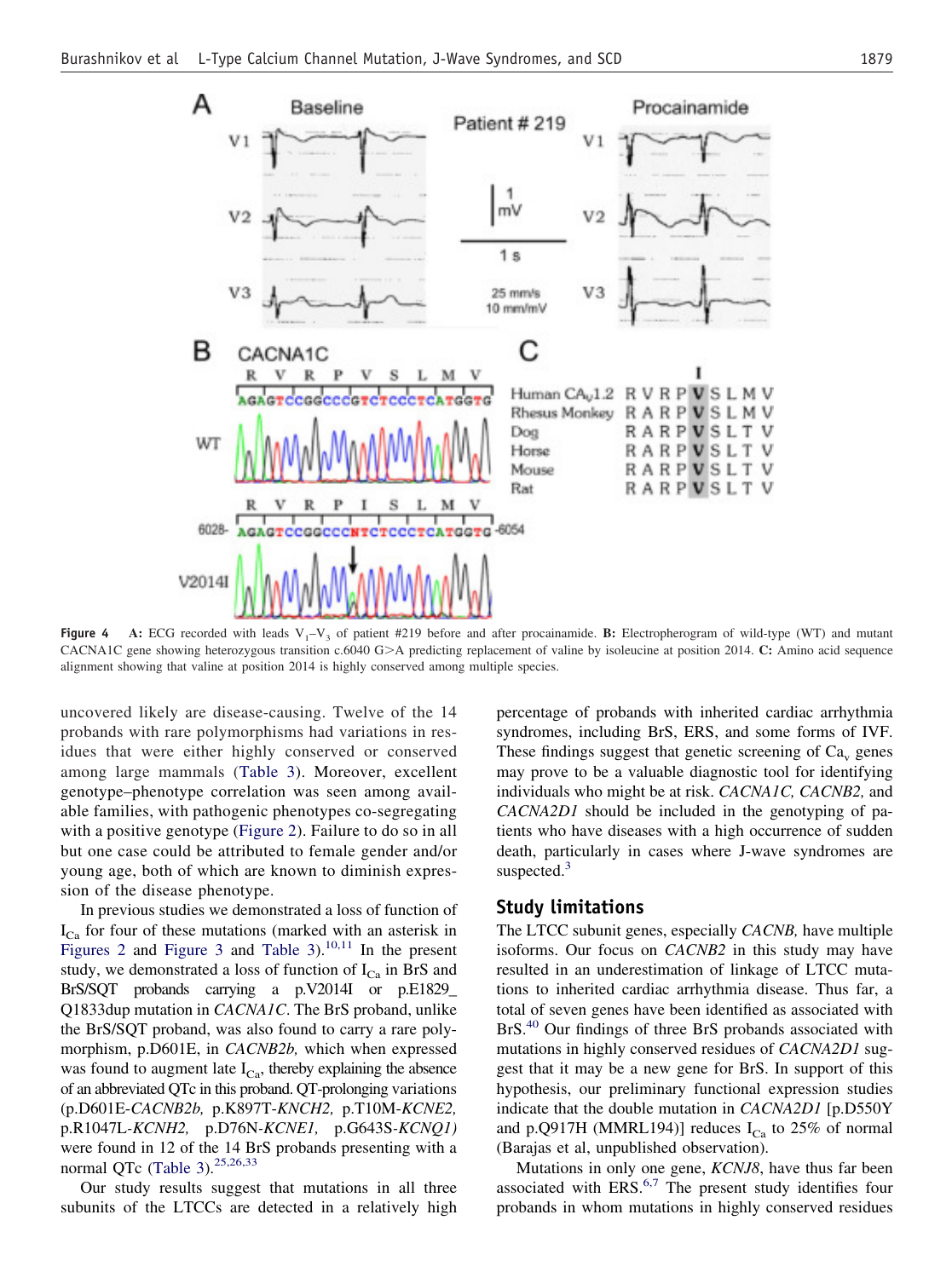**Figure 4** **A:** ECG recorded with leads $V_1$–$V_3$ of patient #219 before and after procainamide. **B:** Electropherogram of wild-type (WT) and mutant CACNA1C gene showing heterozygous transition c.6040 G>A predicting replacement of valine by isoleucine at position 2014. **C:** Amino acid sequence alignment showing that valine at position 2014 is highly conserved among multiple species.

uncovered likely are disease-causing. Twelve of the 14 probands with rare polymorphisms had variations in residues that were either highly conserved or conserved among large mammals (Table 3). Moreover, excellent genotype–phenotype correlation was seen among available families, with pathogenic phenotypes co-segregating with a positive genotype (Figure 2). Failure to do so in all but one case could be attributed to female gender and/or young age, both of which are known to diminish expression of the disease phenotype.

In previous studies we demonstrated a loss of function of $I_{Ca}$ for four of these mutations (marked with an asterisk in Figures 2 and Figure 3 and Table 3).[10,11] In the present study, we demonstrated a loss of function of $I_{Ca}$ in BrS and BrS/SQT probands carrying a p.V2014I or p.E1829_Q1833dup mutation in *CACNA1C*. The BrS proband, unlike the BrS/SQT proband, was also found to carry a rare polymorphism, p.D601E, in *CACNB2b,* which when expressed was found to augment late $I_{Ca}$, thereby explaining the absence of an abbreviated QTc in this proband. QT-prolonging variations (p.D601E-*CACNB2b,* p.K897T-*KNCH2,* p.T10M-*KCNE2,* p.R1047L-*KCNH2,* p.D76N-*KCNE1,* p.G643S-*KCNQ1)* were found in 12 of the 14 BrS probands presenting with a normal QTc (Table 3).[25,26,33]

Our study results suggest that mutations in all three subunits of the LTCCs are detected in a relatively high percentage of probands with inherited cardiac arrhythmia syndromes, including BrS, ERS, and some forms of IVF. These findings suggest that genetic screening of $Ca_v$ genes may prove to be a valuable diagnostic tool for identifying individuals who might be at risk. *CACNA1C, CACNB2,* and *CACNA2D1* should be included in the genotyping of patients who have diseases with a high occurrence of sudden death, particularly in cases where J-wave syndromes are suspected.[3]

## Study limitations

The LTCC subunit genes, especially *CACNB,* have multiple isoforms. Our focus on *CACNB2* in this study may have resulted in an underestimation of linkage of LTCC mutations to inherited cardiac arrhythmia disease. Thus far, a total of seven genes have been identified as associated with BrS.[40] Our findings of three BrS probands associated with mutations in highly conserved residues of *CACNA2D1* suggest that it may be a new gene for BrS. In support of this hypothesis, our preliminary functional expression studies indicate that the double mutation in *CACNA2D1* [p.D550Y and p.Q917H (MMRL194)] reduces $I_{Ca}$ to 25% of normal (Barajas et al, unpublished observation).

Mutations in only one gene, *KCNJ8*, have thus far been associated with ERS.[6,7] The present study identifies four probands in whom mutations in highly conserved residues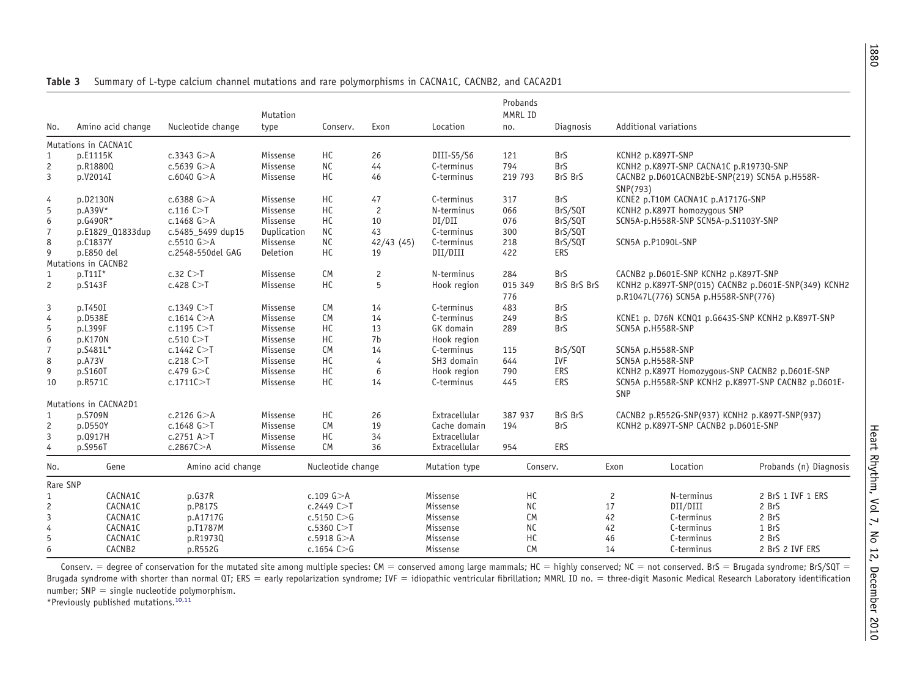**Table 3** Summary of L-type calcium channel mutations and rare polymorphisms in CACNA1C, CACNB2, and CACA2D1

| No. | Amino acid change | Nucleotide change | Mutation type | Conserv. | Exon | Location | Probands MMRL ID no. | Diagnosis | Additional variations |
|---|---|---|---|---|---|---|---|---|---|
| Mutations in CACNA1C | | | | | | | | | |
| 1 | p.E1115K | c.3343 G>A | Missense | HC | 26 | DIII-S5/S6 | 121 | BrS | KCNH2 p.K897T-SNP |
| 2 | p.R1880Q | c.5639 G>A | Missense | NC | 44 | C-terminus | 794 | BrS | KCNH2 p.K897T-SNP CACNA1C p.R1973Q-SNP |
| 3 | p.V2014I | c.6040 G>A | Missense | HC | 46 | C-terminus | 219 793 | BrS BrS | CACNB2 p.D601CACNB2bE-SNP(219) SCN5A p.H558R-SNP(793) |
| 4 | p.D2130N | c.6388 G>A | Missense | HC | 47 | C-terminus | 317 | BrS | KCNE2 p.T10M CACNA1C p.A1717G-SNP |
| 5 | p.A39V* | c.116 C>T | Missense | HC | 2 | N-terminus | 066 | BrS/SQT | KCNH2 p.K897T homozygous SNP |
| 6 | p.G490R* | c.1468 G>A | Missense | HC | 10 | DI/DII | 076 | BrS/SQT | SCN5A-p.H558R-SNP SCN5A-p.S1103Y-SNP |
| 7 | p.E1829_Q1833dup | c.5485_5499 dup15 | Duplication | NC | 43 | C-terminus | 300 | BrS/SQT | |
| 8 | p.C1837Y | c.5510 G>A | Missense | NC | 42/43 (45) | C-terminus | 218 | BrS/SQT | SCN5A p.P1090L-SNP |
| 9 | p.E850 del | c.2548-550del GAG | Deletion | HC | 19 | DII/DIII | 422 | ERS | |
| Mutations in CACNB2 | | | | | | | | | |
| 1 | p.T11I* | c.32 C>T | Missense | CM | 2 | N-terminus | 284 | BrS | CACNB2 p.D601E-SNP KCNH2 p.K897T-SNP |
| 2 | p.S143F | c.428 C>T | Missense | HC | 5 | Hook region | 015 349 776 | BrS BrS BrS | KCNH2 p.K897T-SNP(015) CACNB2 p.D601E-SNP(349) KCNH2 p.R1047L(776) SCN5A p.H558R-SNP(776) |
| 3 | p.T450I | c.1349 C>T | Missense | CM | 14 | C-terminus | 483 | BrS | |
| 4 | p.D538E | c.1614 C>A | Missense | CM | 14 | C-terminus | 249 | BrS | KCNE1 p. D76N KCNQ1 p.G643S-SNP KCNH2 p.K897T-SNP |
| 5 | p.L399F | c.1195 C>T | Missense | HC | 13 | GK domain | 289 | BrS | SCN5A p.H558R-SNP |
| 6 | p.K170N | c.510 C>T | Missense | HC | 7b | Hook region | | | |
| 7 | p.S481L* | c.1442 C>T | Missense | CM | 14 | C-terminus | 115 | BrS/SQT | SCN5A p.H558R-SNP |
| 8 | p.A73V | c.218 C>T | Missense | HC | 4 | SH3 domain | 644 | IVF | SCN5A p.H558R-SNP |
| 9 | p.S160T | c.479 G>C | Missense | HC | 6 | Hook region | 790 | ERS | KCNH2 p.K897T Homozygous-SNP CACNB2 p.D601E-SNP |
| 10 | p.R571C | c.1711C>T | Missense | HC | 14 | C-terminus | 445 | ERS | SCN5A p.H558R-SNP KCNH2 p.K897T-SNP CACNB2 p.D601E-SNP |
| Mutations in CACNA2D1 | | | | | | | | | |
| 1 | p.S709N | c.2126 G>A | Missense | HC | 26 | Extracellular | 387 937 | BrS BrS | CACNB2 p.R552G-SNP(937) KCNH2 p.K897T-SNP(937) |
| 2 | p.D550Y | c.1648 G>T | Missense | CM | 19 | Cache domain | 194 | BrS | KCNH2 p.K897T-SNP CACNB2 p.D601E-SNP |
| 3 | p.Q917H | c.2751 A>T | Missense | HC | 34 | Extracellular | | | |
| 4 | p.S956T | c.2867C>A | Missense | CM | 36 | Extracellular | 954 | ERS | |

| No. | Gene | Amino acid change | Nucleotide change | Mutation type | Conserv. | Exon | Location | Probands (n) Diagnosis |
|---|---|---|---|---|---|---|---|---|
| Rare SNP | | | | | | | | |
| 1 | CACNA1C | p.G37R | c.109 G>A | Missense | HC | 2 | N-terminus | 2 BrS 1 IVF 1 ERS |
| 2 | CACNA1C | p.P817S | c.2449 C>T | Missense | NC | 17 | DII/DIII | 2 BrS |
| 3 | CACNA1C | p.A1717G | c.5150 C>G | Missense | CM | 42 | C-terminus | 2 BrS |
| 4 | CACNA1C | p.T1787M | c.5360 C>T | Missense | NC | 42 | C-terminus | 1 BrS |
| 5 | CACNA1C | p.R1973Q | c.5918 G>A | Missense | HC | 46 | C-terminus | 2 BrS |
| 6 | CACNB2 | p.R552G | c.1654 C>G | Missense | CM | 14 | C-terminus | 2 BrS 2 IVF ERS |

Conserv. = degree of conservation for the mutated site among multiple species: CM = conserved among large mammals; HC = highly conserved; NC = not conserved. BrS = Brugada syndrome; BrS/SQT = Brugada syndrome with shorter than normal QT; ERS = early repolarization syndrome; IVF = idiopathic ventricular fibrillation; MMRL ID no. = three-digit Masonic Medical Research Laboratory identification number; SNP = single nucleotide polymorphism.

*Previously published mutations.[10,11]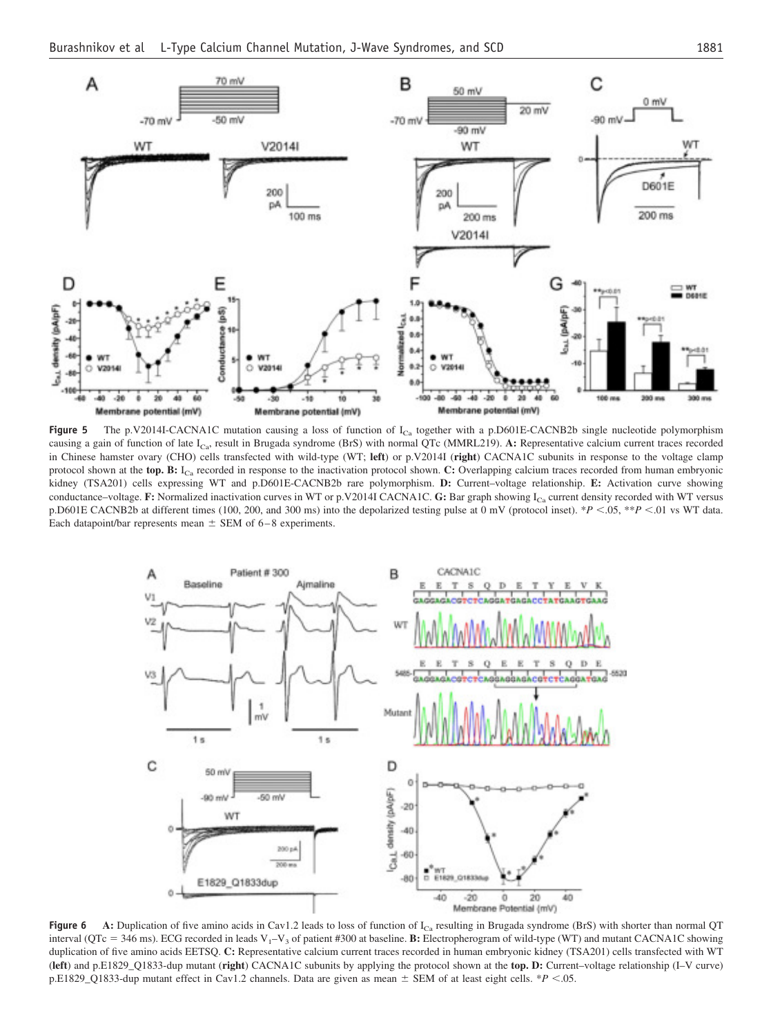**Figure 5** The p.V2014I-CACNA1C mutation causing a loss of function of $I_{Ca}$ together with a p.D601E-CACNB2b single nucleotide polymorphism causing a gain of function of late $I_{Ca}$, result in Brugada syndrome (BrS) with normal QTc (MMRL219). **A:** Representative calcium current traces recorded in Chinese hamster ovary (CHO) cells transfected with wild-type (WT; **left**) or p.V2014I (**right**) CACNA1C subunits in response to the voltage clamp protocol shown at the **top. B:** $I_{Ca}$ recorded in response to the inactivation protocol shown. **C:** Overlapping calcium traces recorded from human embryonic kidney (TSA201) cells expressing WT and p.D601E-CACNB2b rare polymorphism. **D:** Current–voltage relationship. **E:** Activation curve showing conductance–voltage. **F:** Normalized inactivation curves in WT or p.V2014I CACNA1C. **G:** Bar graph showing $I_{Ca}$ current density recorded with WT versus p.D601E CACNB2b at different times (100, 200, and 300 ms) into the depolarized testing pulse at 0 mV (protocol inset). *$P$ <.05, **$P$ <.01 vs WT data. Each datapoint/bar represents mean ± SEM of 6–8 experiments.

**Figure 6** **A:** Duplication of five amino acids in Cav1.2 leads to loss of function of $I_{Ca}$ resulting in Brugada syndrome (BrS) with shorter than normal QT interval (QTc = 346 ms). ECG recorded in leads $V_1$–$V_3$ of patient #300 at baseline. **B:** Electropherogram of wild-type (WT) and mutant CACNA1C showing duplication of five amino acids EETSQ. **C:** Representative calcium current traces recorded in human embryonic kidney (TSA201) cells transfected with WT (**left**) and p.E1829_Q1833-dup mutant (**right**) CACNA1C subunits by applying the protocol shown at the **top. D:** Current–voltage relationship (I–V curve) p.E1829_Q1833-dup mutant effect in Cav1.2 channels. Data are given as mean ± SEM of at least eight cells. *$P$ <.05.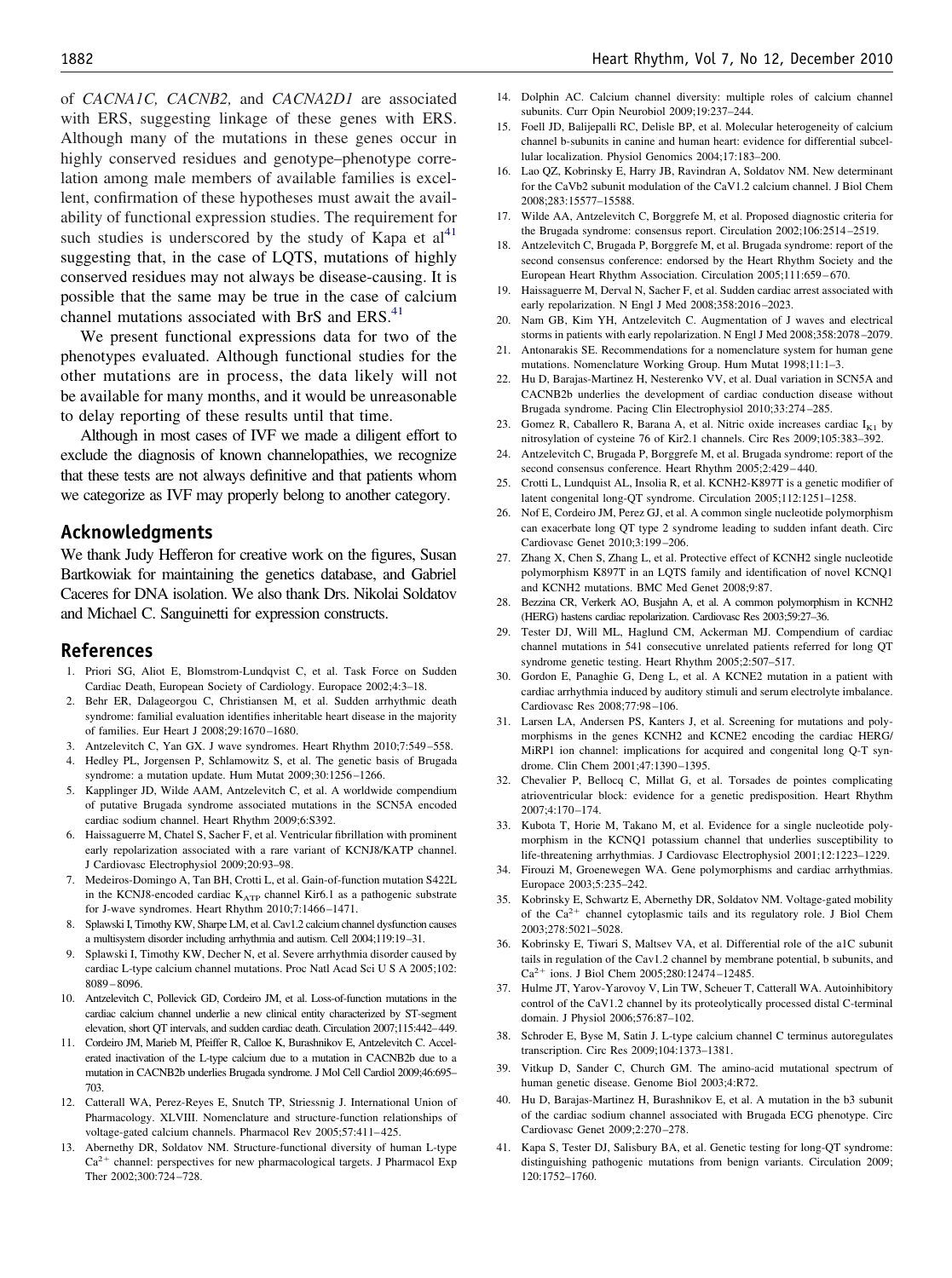of *CACNA1C, CACNB2,* and *CACNA2D1* are associated with ERS, suggesting linkage of these genes with ERS. Although many of the mutations in these genes occur in highly conserved residues and genotype–phenotype correlation among male members of available families is excellent, confirmation of these hypotheses must await the availability of functional expression studies. The requirement for such studies is underscored by the study of Kapa et al[41] suggesting that, in the case of LQTS, mutations of highly conserved residues may not always be disease-causing. It is possible that the same may be true in the case of calcium channel mutations associated with BrS and ERS.[41]

We present functional expressions data for two of the phenotypes evaluated. Although functional studies for the other mutations are in process, the data likely will not be available for many months, and it would be unreasonable to delay reporting of these results until that time.

Although in most cases of IVF we made a diligent effort to exclude the diagnosis of known channelopathies, we recognize that these tests are not always definitive and that patients whom we categorize as IVF may properly belong to another category.

## Acknowledgments

We thank Judy Hefferon for creative work on the figures, Susan Bartkowiak for maintaining the genetics database, and Gabriel Caceres for DNA isolation. We also thank Drs. Nikolai Soldatov and Michael C. Sanguinetti for expression constructs.

## References

1. Priori SG, Aliot E, Blomstrom-Lundqvist C, et al. Task Force on Sudden Cardiac Death, European Society of Cardiology. Europace 2002;4:3–18.
2. Behr ER, Dalageorgou C, Christiansen M, et al. Sudden arrhythmic death syndrome: familial evaluation identifies inheritable heart disease in the majority of families. Eur Heart J 2008;29:1670–1680.
3. Antzelevitch C, Yan GX. J wave syndromes. Heart Rhythm 2010;7:549–558.
4. Hedley PL, Jorgensen P, Schlamowitz S, et al. The genetic basis of Brugada syndrome: a mutation update. Hum Mutat 2009;30:1256–1266.
5. Kapplinger JD, Wilde AAM, Antzelevitch C, et al. A worldwide compendium of putative Brugada syndrome associated mutations in the SCN5A encoded cardiac sodium channel. Heart Rhythm 2009;6:S392.
6. Haissaguerre M, Chatel S, Sacher F, et al. Ventricular fibrillation with prominent early repolarization associated with a rare variant of KCNJ8/KATP channel. J Cardiovasc Electrophysiol 2009;20:93–98.
7. Medeiros-Domingo A, Tan BH, Crotti L, et al. Gain-of-function mutation S422L in the KCNJ8-encoded cardiac $K_{ATP}$ channel Kir6.1 as a pathogenic substrate for J-wave syndromes. Heart Rhythm 2010;7:1466–1471.
8. Splawski I, Timothy KW, Sharpe LM, et al. Cav1.2 calcium channel dysfunction causes a multisystem disorder including arrhythmia and autism. Cell 2004;119:19–31.
9. Splawski I, Timothy KW, Decher N, et al. Severe arrhythmia disorder caused by cardiac L-type calcium channel mutations. Proc Natl Acad Sci U S A 2005;102:8089–8096.
10. Antzelevitch C, Pollevick GD, Cordeiro JM, et al. Loss-of-function mutations in the cardiac calcium channel underlie a new clinical entity characterized by ST-segment elevation, short QT intervals, and sudden cardiac death. Circulation 2007;115:442–449.
11. Cordeiro JM, Marieb M, Pfeiffer R, Calloe K, Burashnikov E, Antzelevitch C. Accelerated inactivation of the L-type calcium due to a mutation in CACNB2b underlies Brugada syndrome. J Mol Cell Cardiol 2009;46:695–703.
12. Catterall WA, Perez-Reyes E, Snutch TP, Striessnig J. International Union of Pharmacology. XLVIII. Nomenclature and structure-function relationships of voltage-gated calcium channels. Pharmacol Rev 2005;57:411–425.
13. Abernethy DR, Soldatov NM. Structure-functional diversity of human L-type $Ca^{2+}$ channel: perspectives for new pharmacological targets. J Pharmacol Exp Ther 2002;300:724–728.
14. Dolphin AC. Calcium channel diversity: multiple roles of calcium channel subunits. Curr Opin Neurobiol 2009;19:237–244.
15. Foell JD, Balijepalli RC, Delisle BP, et al. Molecular heterogeneity of calcium channel b-subunits in canine and human heart: evidence for differential subcellular localization. Physiol Genomics 2004;17:183–200.
16. Lao QZ, Kobrinsky E, Harry JB, Ravindran A, Soldatov NM. New determinant for the CaVb2 subunit modulation of the CaV1.2 calcium channel. J Biol Chem 2008;283:15577–15588.
17. Wilde AA, Antzelevitch C, Borggrefe M, et al. Proposed diagnostic criteria for the Brugada syndrome: consensus report. Circulation 2002;106:2514–2519.
18. Antzelevitch C, Brugada P, Borggrefe M, et al. Brugada syndrome: report of the second consensus conference: endorsed by the Heart Rhythm Society and the European Heart Rhythm Association. Circulation 2005;111:659–670.
19. Haissaguerre M, Derval N, Sacher F, et al. Sudden cardiac arrest associated with early repolarization. N Engl J Med 2008;358:2016–2023.
20. Nam GB, Kim YH, Antzelevitch C. Augmentation of J waves and electrical storms in patients with early repolarization. N Engl J Med 2008;358:2078–2079.
21. Antonarakis SE. Recommendations for a nomenclature system for human gene mutations. Nomenclature Working Group. Hum Mutat 1998;11:1–3.
22. Hu D, Barajas-Martinez H, Nesterenko VV, et al. Dual variation in SCN5A and CACNB2b underlies the development of cardiac conduction disease without Brugada syndrome. Pacing Clin Electrophysiol 2010;33:274–285.
23. Gomez R, Caballero R, Barana A, et al. Nitric oxide increases cardiac $I_{K1}$ by nitrosylation of cysteine 76 of Kir2.1 channels. Circ Res 2009;105:383–392.
24. Antzelevitch C, Brugada P, Borggrefe M, et al. Brugada syndrome: report of the second consensus conference. Heart Rhythm 2005;2:429–440.
25. Crotti L, Lundquist AL, Insolia R, et al. KCNH2-K897T is a genetic modifier of latent congenital long-QT syndrome. Circulation 2005;112:1251–1258.
26. Nof E, Cordeiro JM, Perez GJ, et al. A common single nucleotide polymorphism can exacerbate long QT type 2 syndrome leading to sudden infant death. Circ Cardiovasc Genet 2010;3:199–206.
27. Zhang X, Chen S, Zhang L, et al. Protective effect of KCNH2 single nucleotide polymorphism K897T in an LQTS family and identification of novel KCNQ1 and KCNH2 mutations. BMC Med Genet 2008;9:87.
28. Bezzina CR, Verkerk AO, Busjahn A, et al. A common polymorphism in KCNH2 (HERG) hastens cardiac repolarization. Cardiovasc Res 2003;59:27–36.
29. Tester DJ, Will ML, Haglund CM, Ackerman MJ. Compendium of cardiac channel mutations in 541 consecutive unrelated patients referred for long QT syndrome genetic testing. Heart Rhythm 2005;2:507–517.
30. Gordon E, Panaghie G, Deng L, et al. A KCNE2 mutation in a patient with cardiac arrhythmia induced by auditory stimuli and serum electrolyte imbalance. Cardiovasc Res 2008;77:98–106.
31. Larsen LA, Andersen PS, Kanters J, et al. Screening for mutations and polymorphisms in the genes KCNH2 and KCNE2 encoding the cardiac HERG/MiRP1 ion channel: implications for acquired and congenital long Q-T syndrome. Clin Chem 2001;47:1390–1395.
32. Chevalier P, Bellocq C, Millat G, et al. Torsades de pointes complicating atrioventricular block: evidence for a genetic predisposition. Heart Rhythm 2007;4:170–174.
33. Kubota T, Horie M, Takano M, et al. Evidence for a single nucleotide polymorphism in the KCNQ1 potassium channel that underlies susceptibility to life-threatening arrhythmias. J Cardiovasc Electrophysiol 2001;12:1223–1229.
34. Firouzi M, Groenewegen WA. Gene polymorphisms and cardiac arrhythmias. Europace 2003;5:235–242.
35. Kobrinsky E, Schwartz E, Abernethy DR, Soldatov NM. Voltage-gated mobility of the $Ca^{2+}$ channel cytoplasmic tails and its regulatory role. J Biol Chem 2003;278:5021–5028.
36. Kobrinsky E, Tiwari S, Maltsev VA, et al. Differential role of the a1C subunit tails in regulation of the Cav1.2 channel by membrane potential, b subunits, and $Ca^{2+}$ ions. J Biol Chem 2005;280:12474–12485.
37. Hulme JT, Yarov-Yarovoy V, Lin TW, Scheuer T, Catterall WA. Autoinhibitory control of the CaV1.2 channel by its proteolytically processed distal C-terminal domain. J Physiol 2006;576:87–102.
38. Schroder E, Byse M, Satin J. L-type calcium channel C terminus autoregulates transcription. Circ Res 2009;104:1373–1381.
39. Vitkup D, Sander C, Church GM. The amino-acid mutational spectrum of human genetic disease. Genome Biol 2003;4:R72.
40. Hu D, Barajas-Martinez H, Burashnikov E, et al. A mutation in the b3 subunit of the cardiac sodium channel associated with Brugada ECG phenotype. Circ Cardiovasc Genet 2009;2:270–278.
41. Kapa S, Tester DJ, Salisbury BA, et al. Genetic testing for long-QT syndrome: distinguishing pathogenic mutations from benign variants. Circulation 2009;120:1752–1760.